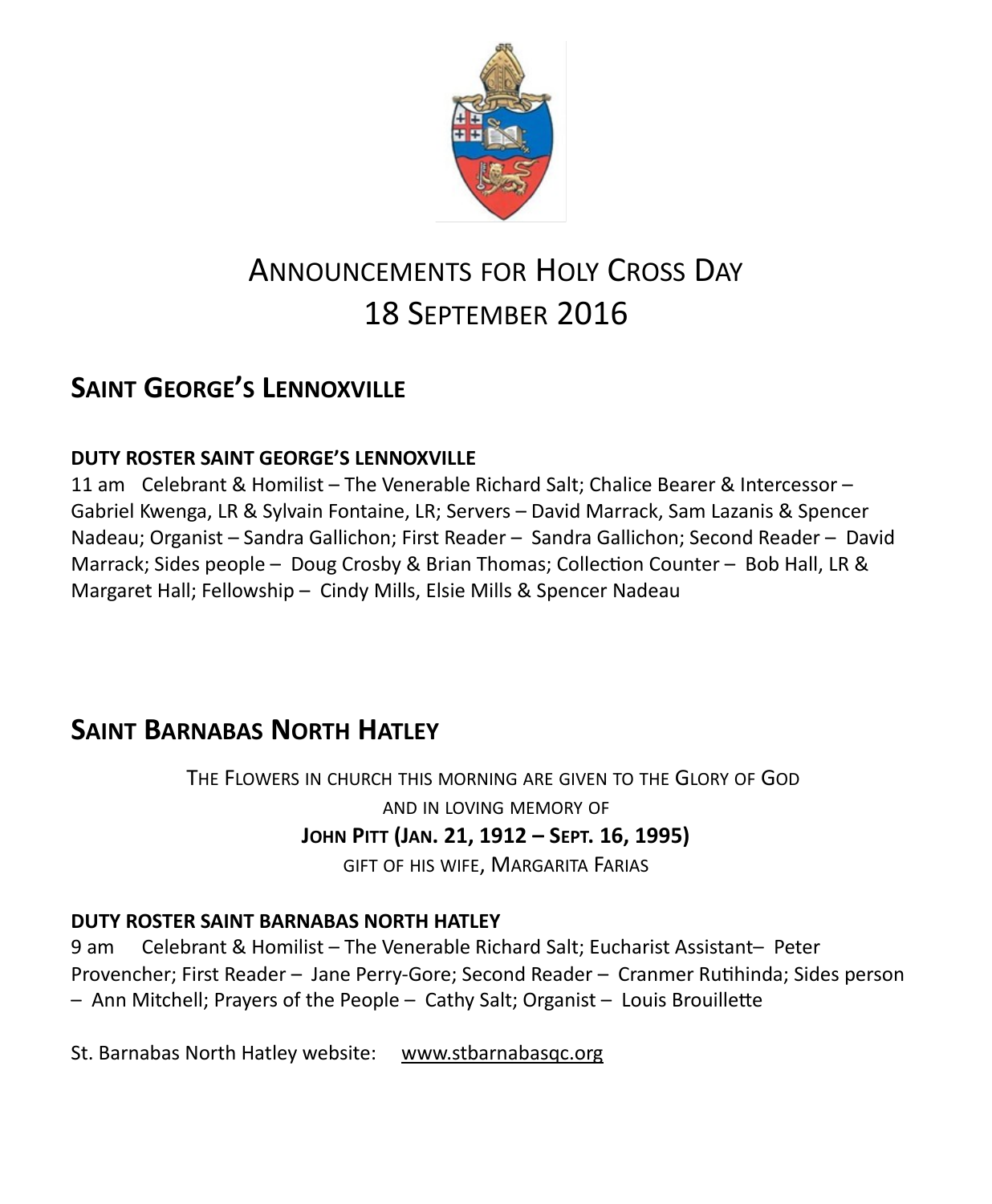# Announcements for Holy Cross Day
# 18 September 2016

## Saint George's Lennoxville

**DUTY ROSTER SAINT GEORGE'S LENNOXVILLE**

11 am Celebrant & Homilist – The Venerable Richard Salt; Chalice Bearer & Intercessor – Gabriel Kwenga, LR & Sylvain Fontaine, LR; Servers – David Marrack, Sam Lazanis & Spencer Nadeau; Organist – Sandra Gallichon; First Reader – Sandra Gallichon; Second Reader – David Marrack; Sides people – Doug Crosby & Brian Thomas; Collection Counter – Bob Hall, LR & Margaret Hall; Fellowship – Cindy Mills, Elsie Mills & Spencer Nadeau

## Saint Barnabas North Hatley

The Flowers in church this morning are given to the Glory of God

and in loving memory of

**John Pitt (Jan. 21, 1912 – Sept. 16, 1995)**

gift of his wife, Margarita Farias

**DUTY ROSTER SAINT BARNABAS NORTH HATLEY**

9 am Celebrant & Homilist – The Venerable Richard Salt; Eucharist Assistant– Peter Provencher; First Reader – Jane Perry-Gore; Second Reader – Cranmer Rutihinda; Sides person – Ann Mitchell; Prayers of the People – Cathy Salt; Organist – Louis Brouillette

St. Barnabas North Hatley website: www.stbarnabasqc.org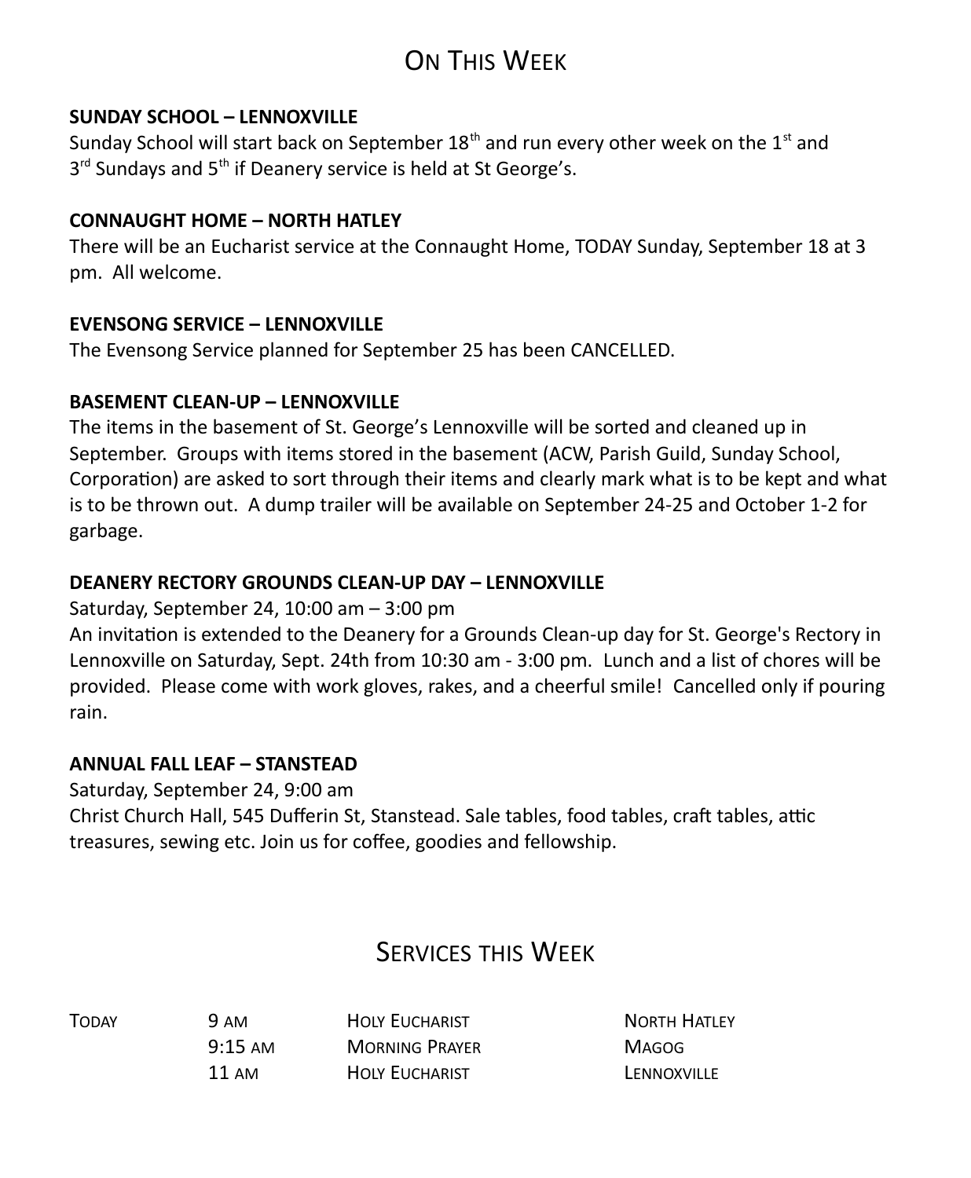# On This Week

**SUNDAY SCHOOL – LENNOXVILLE**
Sunday School will start back on September 18th and run every other week on the 1st and 3rd Sundays and 5th if Deanery service is held at St George's.

**CONNAUGHT HOME – NORTH HATLEY**
There will be an Eucharist service at the Connaught Home, TODAY Sunday, September 18 at 3 pm. All welcome.

**EVENSONG SERVICE – LENNOXVILLE**
The Evensong Service planned for September 25 has been CANCELLED.

**BASEMENT CLEAN-UP – LENNOXVILLE**
The items in the basement of St. George's Lennoxville will be sorted and cleaned up in September. Groups with items stored in the basement (ACW, Parish Guild, Sunday School, Corporation) are asked to sort through their items and clearly mark what is to be kept and what is to be thrown out. A dump trailer will be available on September 24-25 and October 1-2 for garbage.

**DEANERY RECTORY GROUNDS CLEAN-UP DAY – LENNOXVILLE**
Saturday, September 24, 10:00 am – 3:00 pm
An invitation is extended to the Deanery for a Grounds Clean-up day for St. George's Rectory in Lennoxville on Saturday, Sept. 24th from 10:30 am - 3:00 pm. Lunch and a list of chores will be provided. Please come with work gloves, rakes, and a cheerful smile! Cancelled only if pouring rain.

**ANNUAL FALL LEAF – STANSTEAD**
Saturday, September 24, 9:00 am
Christ Church Hall, 545 Dufferin St, Stanstead. Sale tables, food tables, craft tables, attic treasures, sewing etc. Join us for coffee, goodies and fellowship.

# Services this Week

| | | | |
|---|---|---|---|
| Today | 9 am | Holy Eucharist | North Hatley |
| | 9:15 am | Morning Prayer | Magog |
| | 11 am | Holy Eucharist | Lennoxville |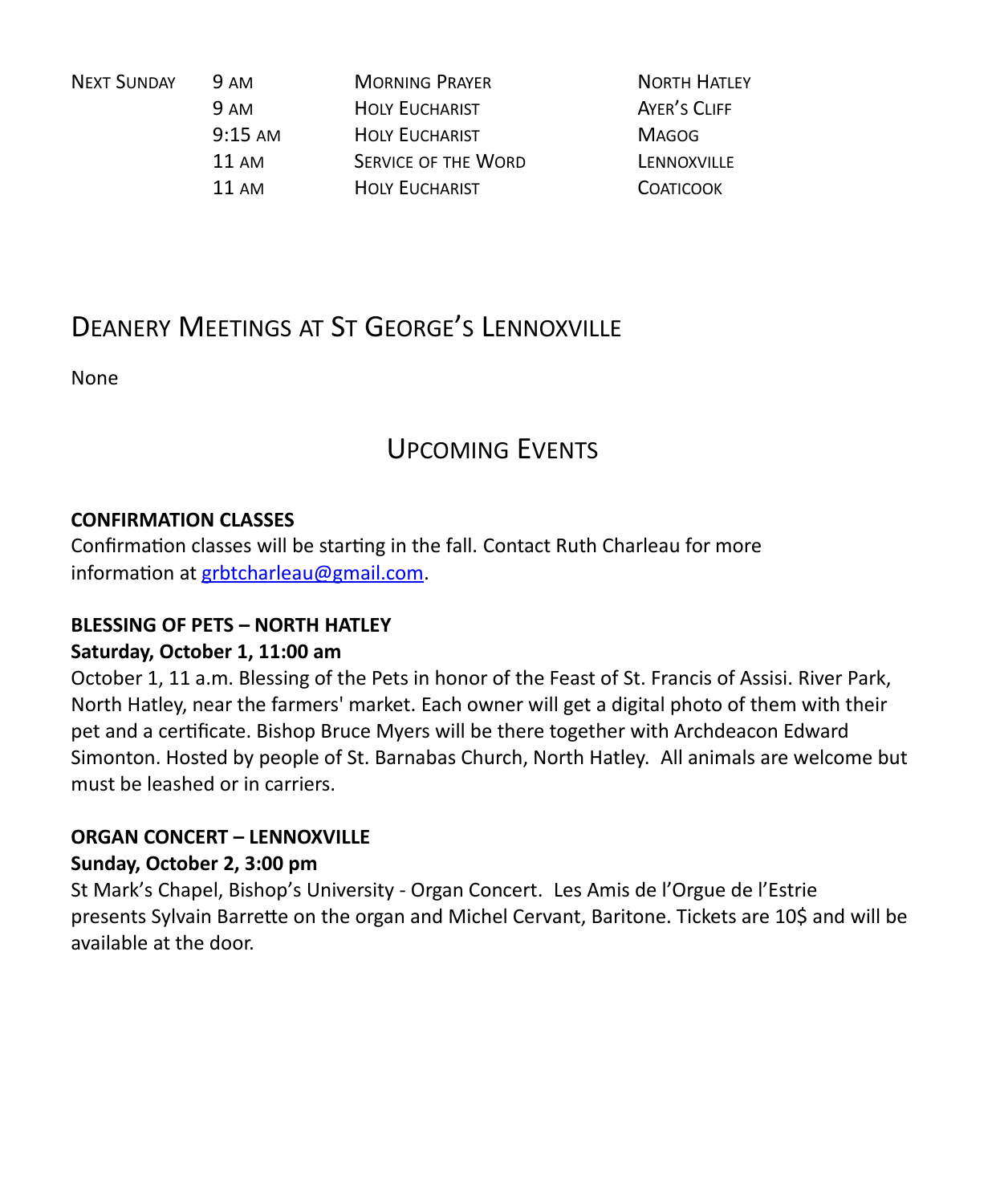| Next Sunday | 9 am | Morning Prayer | North Hatley |
|---|---|---|---|
| | 9 am | Holy Eucharist | Ayer's Cliff |
| | 9:15 am | Holy Eucharist | Magog |
| | 11 am | Service of the Word | Lennoxville |
| | 11 am | Holy Eucharist | Coaticook |

## Deanery Meetings at St George's Lennoxville

None

## Upcoming Events

**CONFIRMATION CLASSES**
Confirmation classes will be starting in the fall. Contact Ruth Charleau for more information at grbtcharleau@gmail.com.

**BLESSING OF PETS – NORTH HATLEY**
**Saturday, October 1, 11:00 am**
October 1, 11 a.m. Blessing of the Pets in honor of the Feast of St. Francis of Assisi. River Park, North Hatley, near the farmers' market. Each owner will get a digital photo of them with their pet and a certificate. Bishop Bruce Myers will be there together with Archdeacon Edward Simonton. Hosted by people of St. Barnabas Church, North Hatley. All animals are welcome but must be leashed or in carriers.

**ORGAN CONCERT – LENNOXVILLE**
**Sunday, October 2, 3:00 pm**
St Mark's Chapel, Bishop's University - Organ Concert. Les Amis de l'Orgue de l'Estrie presents Sylvain Barrette on the organ and Michel Cervant, Baritone. Tickets are 10$ and will be available at the door.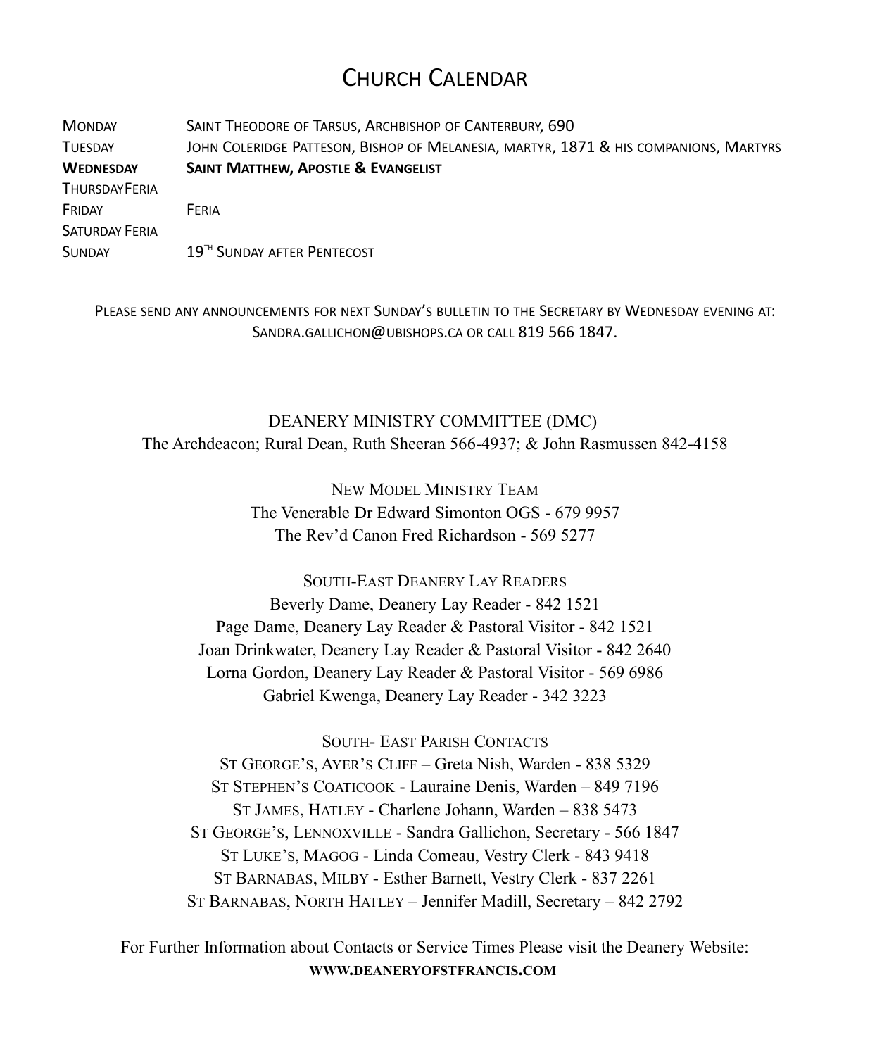# Church Calendar

| | |
|---|---|
| Monday | Saint Theodore of Tarsus, Archbishop of Canterbury, 690 |
| Tuesday | John Coleridge Patteson, Bishop of Melanesia, martyr, 1871 & his companions, Martyrs |
| **Wednesday** | **Saint Matthew, Apostle & Evangelist** |
| Thursday | Feria |
| Friday | Feria |
| Saturday | Feria |
| Sunday | 19th Sunday after Pentecost |

Please send any announcements for next Sunday's bulletin to the Secretary by Wednesday evening at: Sandra.gallichon@ubishops.ca or call 819 566 1847.

DEANERY MINISTRY COMMITTEE (DMC)
The Archdeacon; Rural Dean, Ruth Sheeran 566-4937; & John Rasmussen 842-4158

NEW MODEL MINISTRY TEAM
The Venerable Dr Edward Simonton OGS - 679 9957
The Rev'd Canon Fred Richardson - 569 5277

SOUTH-EAST DEANERY LAY READERS
Beverly Dame, Deanery Lay Reader - 842 1521
Page Dame, Deanery Lay Reader & Pastoral Visitor - 842 1521
Joan Drinkwater, Deanery Lay Reader & Pastoral Visitor - 842 2640
Lorna Gordon, Deanery Lay Reader & Pastoral Visitor - 569 6986
Gabriel Kwenga, Deanery Lay Reader - 342 3223

SOUTH- EAST PARISH CONTACTS
ST GEORGE'S, AYER'S CLIFF – Greta Nish, Warden - 838 5329
ST STEPHEN'S COATICOOK - Lauraine Denis, Warden – 849 7196
ST JAMES, HATLEY - Charlene Johann, Warden – 838 5473
ST GEORGE'S, LENNOXVILLE - Sandra Gallichon, Secretary - 566 1847
ST LUKE'S, MAGOG - Linda Comeau, Vestry Clerk - 843 9418
ST BARNABAS, MILBY - Esther Barnett, Vestry Clerk - 837 2261
ST BARNABAS, NORTH HATLEY – Jennifer Madill, Secretary – 842 2792

For Further Information about Contacts or Service Times Please visit the Deanery Website:
**WWW.DEANERYOFSTFRANCIS.COM**